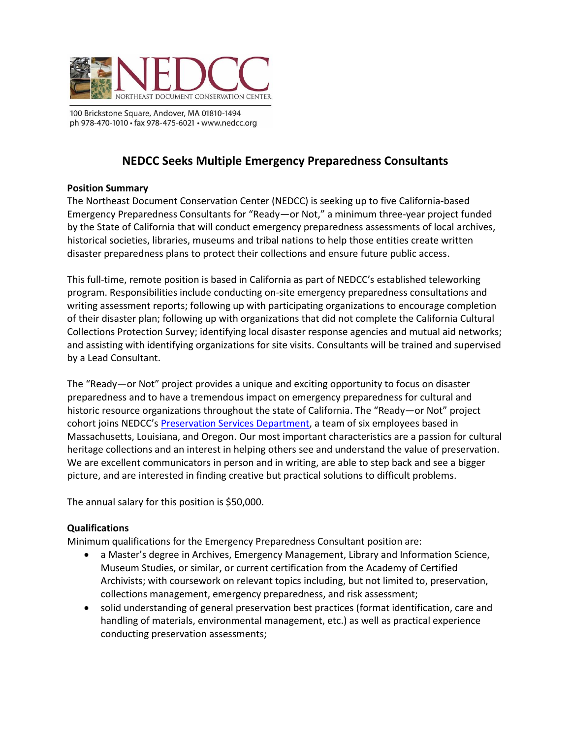NEDCC
NORTHEAST DOCUMENT CONSERVATION CENTER

100 Brickstone Square, Andover, MA 01810-1494
ph 978-470-1010 • fax 978-475-6021 • www.nedcc.org

# NEDCC Seeks Multiple Emergency Preparedness Consultants

**Position Summary**

The Northeast Document Conservation Center (NEDCC) is seeking up to five California-based Emergency Preparedness Consultants for "Ready—or Not," a minimum three-year project funded by the State of California that will conduct emergency preparedness assessments of local archives, historical societies, libraries, museums and tribal nations to help those entities create written disaster preparedness plans to protect their collections and ensure future public access.

This full-time, remote position is based in California as part of NEDCC's established teleworking program. Responsibilities include conducting on-site emergency preparedness consultations and writing assessment reports; following up with participating organizations to encourage completion of their disaster plan; following up with organizations that did not complete the California Cultural Collections Protection Survey; identifying local disaster response agencies and mutual aid networks; and assisting with identifying organizations for site visits. Consultants will be trained and supervised by a Lead Consultant.

The "Ready—or Not" project provides a unique and exciting opportunity to focus on disaster preparedness and to have a tremendous impact on emergency preparedness for cultural and historic resource organizations throughout the state of California. The "Ready—or Not" project cohort joins NEDCC's Preservation Services Department, a team of six employees based in Massachusetts, Louisiana, and Oregon. Our most important characteristics are a passion for cultural heritage collections and an interest in helping others see and understand the value of preservation. We are excellent communicators in person and in writing, are able to step back and see a bigger picture, and are interested in finding creative but practical solutions to difficult problems.

The annual salary for this position is $50,000.

**Qualifications**

Minimum qualifications for the Emergency Preparedness Consultant position are:

- a Master's degree in Archives, Emergency Management, Library and Information Science, Museum Studies, or similar, or current certification from the Academy of Certified Archivists; with coursework on relevant topics including, but not limited to, preservation, collections management, emergency preparedness, and risk assessment;
- solid understanding of general preservation best practices (format identification, care and handling of materials, environmental management, etc.) as well as practical experience conducting preservation assessments;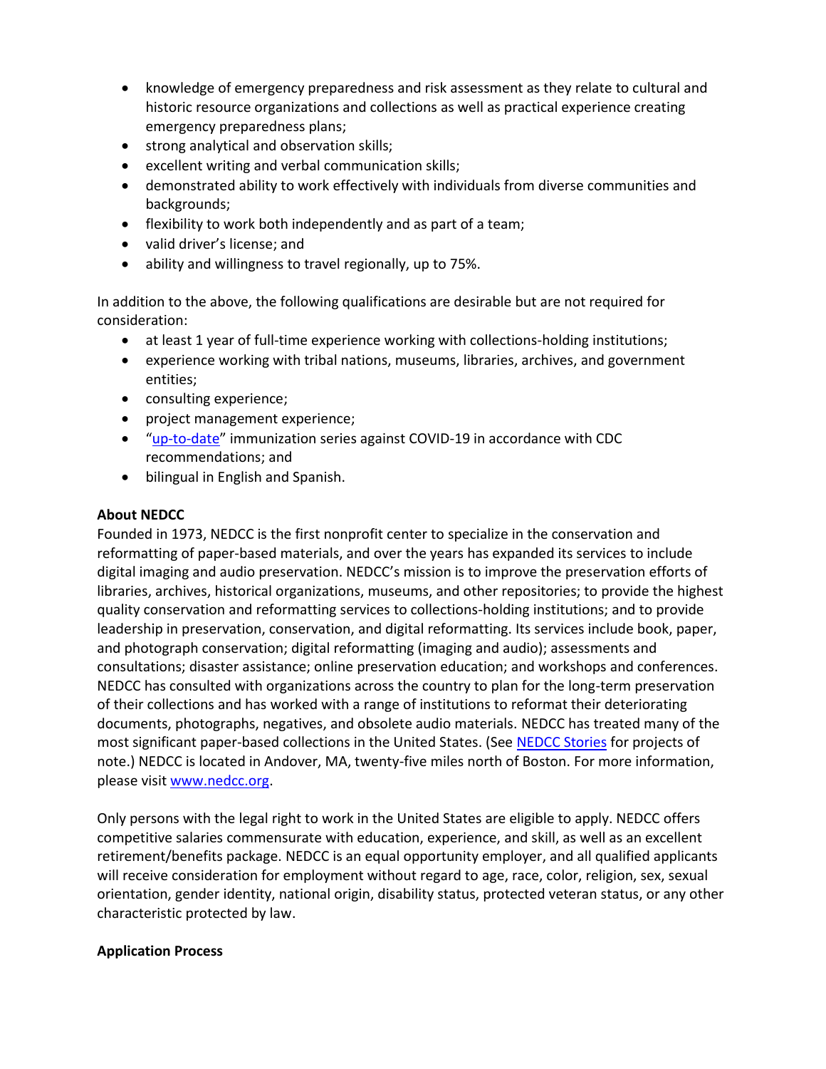- knowledge of emergency preparedness and risk assessment as they relate to cultural and historic resource organizations and collections as well as practical experience creating emergency preparedness plans;
- strong analytical and observation skills;
- excellent writing and verbal communication skills;
- demonstrated ability to work effectively with individuals from diverse communities and backgrounds;
- flexibility to work both independently and as part of a team;
- valid driver's license; and
- ability and willingness to travel regionally, up to 75%.

In addition to the above, the following qualifications are desirable but are not required for consideration:

- at least 1 year of full-time experience working with collections-holding institutions;
- experience working with tribal nations, museums, libraries, archives, and government entities;
- consulting experience;
- project management experience;
- "up-to-date" immunization series against COVID-19 in accordance with CDC recommendations; and
- bilingual in English and Spanish.

**About NEDCC**

Founded in 1973, NEDCC is the first nonprofit center to specialize in the conservation and reformatting of paper-based materials, and over the years has expanded its services to include digital imaging and audio preservation. NEDCC's mission is to improve the preservation efforts of libraries, archives, historical organizations, museums, and other repositories; to provide the highest quality conservation and reformatting services to collections-holding institutions; and to provide leadership in preservation, conservation, and digital reformatting. Its services include book, paper, and photograph conservation; digital reformatting (imaging and audio); assessments and consultations; disaster assistance; online preservation education; and workshops and conferences. NEDCC has consulted with organizations across the country to plan for the long-term preservation of their collections and has worked with a range of institutions to reformat their deteriorating documents, photographs, negatives, and obsolete audio materials. NEDCC has treated many of the most significant paper-based collections in the United States. (See NEDCC Stories for projects of note.) NEDCC is located in Andover, MA, twenty-five miles north of Boston. For more information, please visit www.nedcc.org.

Only persons with the legal right to work in the United States are eligible to apply. NEDCC offers competitive salaries commensurate with education, experience, and skill, as well as an excellent retirement/benefits package. NEDCC is an equal opportunity employer, and all qualified applicants will receive consideration for employment without regard to age, race, color, religion, sex, sexual orientation, gender identity, national origin, disability status, protected veteran status, or any other characteristic protected by law.

**Application Process**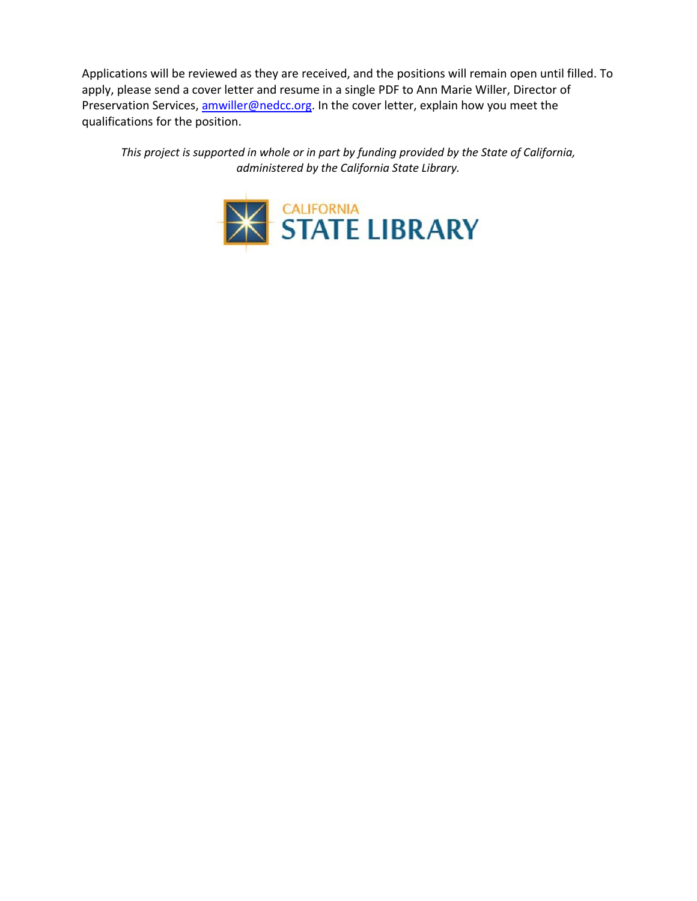Applications will be reviewed as they are received, and the positions will remain open until filled. To apply, please send a cover letter and resume in a single PDF to Ann Marie Willer, Director of Preservation Services, amwiller@nedcc.org. In the cover letter, explain how you meet the qualifications for the position.

*This project is supported in whole or in part by funding provided by the State of California, administered by the California State Library.*

CALIFORNIA
STATE LIBRARY